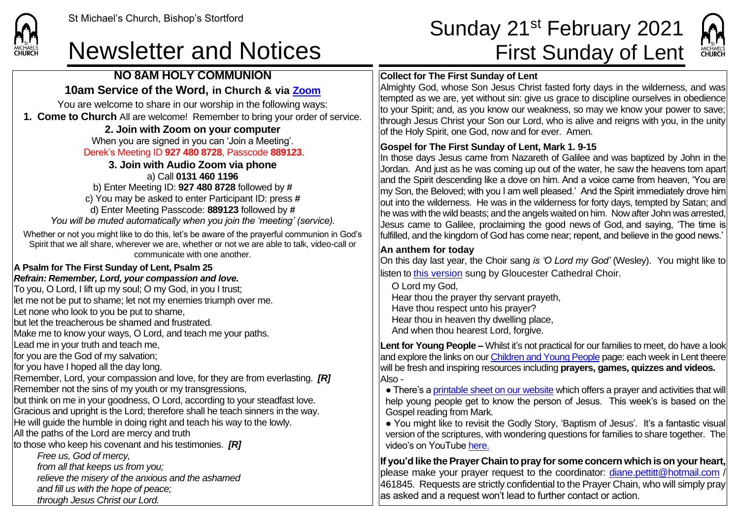St Michael's Church, Bishop's Stortford

# Newsletter and Notices

# Sunday 21st February 2021 First Sunday of Lent

## NO 8AM HOLY COMMUNION

### 10am Service of the Word, in Church & via Zoom

You are welcome to share in our worship in the following ways:

**1. Come to Church** All are welcome! Remember to bring your order of service.

**2. Join with Zoom on your computer**

When you are signed in you can 'Join a Meeting'.
Derek's Meeting ID **927 480 8728**, Passcode **889123**.

**3. Join with Audio Zoom via phone**

a) Call **0131 460 1196**
b) Enter Meeting ID: **927 480 8728** followed by **#**
c) You may be asked to enter Participant ID: press **#**
d) Enter Meeting Passcode: **889123** followed by **#**
*You will be muted automatically when you join the 'meeting' (service).*

Whether or not you might like to do this, let's be aware of the prayerful communion in God's Spirit that we all share, wherever we are, whether or not we are able to talk, video-call or communicate with one another.

**A Psalm for The First Sunday of Lent, Psalm 25**
***Refrain: Remember, Lord, your compassion and love.***
To you, O Lord, I lift up my soul; O my God, in you I trust;
let me not be put to shame; let not my enemies triumph over me.
Let none who look to you be put to shame,
but let the treacherous be shamed and frustrated.
Make me to know your ways, O Lord, and teach me your paths.
Lead me in your truth and teach me,
for you are the God of my salvation;
for you have I hoped all the day long.
Remember, Lord, your compassion and love, for they are from everlasting. ***[R]***
Remember not the sins of my youth or my transgressions,
but think on me in your goodness, O Lord, according to your steadfast love.
Gracious and upright is the Lord; therefore shall he teach sinners in the way.
He will guide the humble in doing right and teach his way to the lowly.
All the paths of the Lord are mercy and truth
to those who keep his covenant and his testimonies. ***[R]***

*Free us, God of mercy,*
*from all that keeps us from you;*
*relieve the misery of the anxious and the ashamed*
*and fill us with the hope of peace;*
*through Jesus Christ our Lord.*

**Collect for The First Sunday of Lent**
Almighty God, whose Son Jesus Christ fasted forty days in the wilderness, and was tempted as we are, yet without sin: give us grace to discipline ourselves in obedience to your Spirit; and, as you know our weakness, so may we know your power to save; through Jesus Christ your Son our Lord, who is alive and reigns with you, in the unity of the Holy Spirit, one God, now and for ever. Amen.

**Gospel for The First Sunday of Lent, Mark 1. 9-15**
In those days Jesus came from Nazareth of Galilee and was baptized by John in the Jordan. And just as he was coming up out of the water, he saw the heavens torn apart and the Spirit descending like a dove on him. And a voice came from heaven, 'You are my Son, the Beloved; with you I am well pleased.' And the Spirit immediately drove him out into the wilderness. He was in the wilderness for forty days, tempted by Satan; and he was with the wild beasts; and the angels waited on him. Now after John was arrested, Jesus came to Galilee, proclaiming the good news of God, and saying, 'The time is fulfilled, and the kingdom of God has come near; repent, and believe in the good news.'

**An anthem for today**
On this day last year, the Choir sang *is 'O Lord my God'* (Wesley). You might like to listen to this version sung by Gloucester Cathedral Choir.

O Lord my God,
Hear thou the prayer thy servant prayeth,
Have thou respect unto his prayer?
Hear thou in heaven thy dwelling place,
And when thou hearest Lord, forgive.

**Lent for Young People –** Whilst it's not practical for our families to meet, do have a look and explore the links on our Children and Young People page: each week in Lent theere will be fresh and inspiring resources including **prayers, games, quizzes and videos.** Also -

- There's a printable sheet on our website which offers a prayer and activities that will help young people get to know the person of Jesus. This week's is based on the Gospel reading from Mark.
- You might like to revisit the Godly Story, 'Baptism of Jesus'. It's a fantastic visual version of the scriptures, with wondering questions for families to share together. The video's on YouTube here.

**If you'd like the Prayer Chain to pray for some concern which is on your heart,** please make your prayer request to the coordinator: diane.pettitt@hotmail.com / 461845. Requests are strictly confidential to the Prayer Chain, who will simply pray as asked and a request won't lead to further contact or action.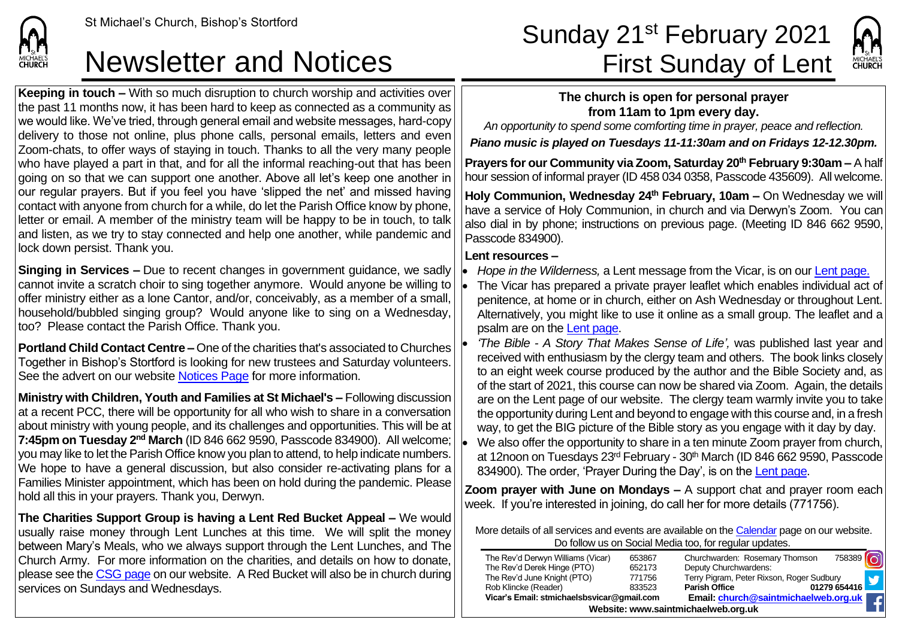St Michael's Church, Bishop's Stortford

# Newsletter and Notices

# Sunday 21st February 2021 First Sunday of Lent

**Keeping in touch –** With so much disruption to church worship and activities over the past 11 months now, it has been hard to keep as connected as a community as we would like. We've tried, through general email and website messages, hard-copy delivery to those not online, plus phone calls, personal emails, letters and even Zoom-chats, to offer ways of staying in touch. Thanks to all the very many people who have played a part in that, and for all the informal reaching-out that has been going on so that we can support one another. Above all let's keep one another in our regular prayers. But if you feel you have 'slipped the net' and missed having contact with anyone from church for a while, do let the Parish Office know by phone, letter or email. A member of the ministry team will be happy to be in touch, to talk and listen, as we try to stay connected and help one another, while pandemic and lock down persist. Thank you.

**Singing in Services –** Due to recent changes in government guidance, we sadly cannot invite a scratch choir to sing together anymore. Would anyone be willing to offer ministry either as a lone Cantor, and/or, conceivably, as a member of a small, household/bubbled singing group? Would anyone like to sing on a Wednesday, too? Please contact the Parish Office. Thank you.

**Portland Child Contact Centre –** One of the charities that's associated to Churches Together in Bishop's Stortford is looking for new trustees and Saturday volunteers. See the advert on our website Notices Page for more information.

**Ministry with Children, Youth and Families at St Michael's –** Following discussion at a recent PCC, there will be opportunity for all who wish to share in a conversation about ministry with young people, and its challenges and opportunities. This will be at **7:45pm on Tuesday 2nd March** (ID 846 662 9590, Passcode 834900). All welcome; you may like to let the Parish Office know you plan to attend, to help indicate numbers. We hope to have a general discussion, but also consider re-activating plans for a Families Minister appointment, which has been on hold during the pandemic. Please hold all this in your prayers. Thank you, Derwyn.

**The Charities Support Group is having a Lent Red Bucket Appeal –** We would usually raise money through Lent Lunches at this time. We will split the money between Mary's Meals, who we always support through the Lent Lunches, and The Church Army. For more information on the charities, and details on how to donate, please see the CSG page on our website. A Red Bucket will also be in church during services on Sundays and Wednesdays.

**The church is open for personal prayer from 11am to 1pm every day.**

*An opportunity to spend some comforting time in prayer, peace and reflection.*

***Piano music is played on Tuesdays 11-11:30am and on Fridays 12-12.30pm.***

**Prayers for our Community via Zoom, Saturday 20th February 9:30am –** A half hour session of informal prayer (ID 458 034 0358, Passcode 435609). All welcome.

**Holy Communion, Wednesday 24th February, 10am –** On Wednesday we will have a service of Holy Communion, in church and via Derwyn's Zoom. You can also dial in by phone; instructions on previous page. (Meeting ID 846 662 9590, Passcode 834900).

**Lent resources –**

- *Hope in the Wilderness,* a Lent message from the Vicar, is on our Lent page.
- The Vicar has prepared a private prayer leaflet which enables individual act of penitence, at home or in church, either on Ash Wednesday or throughout Lent. Alternatively, you might like to use it online as a small group. The leaflet and a psalm are on the Lent page.
- *'The Bible - A Story That Makes Sense of Life',* was published last year and received with enthusiasm by the clergy team and others. The book links closely to an eight week course produced by the author and the Bible Society and, as of the start of 2021, this course can now be shared via Zoom. Again, the details are on the Lent page of our website. The clergy team warmly invite you to take the opportunity during Lent and beyond to engage with this course and, in a fresh way, to get the BIG picture of the Bible story as you engage with it day by day.
- We also offer the opportunity to share in a ten minute Zoom prayer from church, at 12noon on Tuesdays 23rd February - 30th March (ID 846 662 9590, Passcode 834900). The order, 'Prayer During the Day', is on the Lent page.

**Zoom prayer with June on Mondays –** A support chat and prayer room each week. If you're interested in joining, do call her for more details (771756).

More details of all services and events are available on the Calendar page on our website. Do follow us on Social Media too, for regular updates.

| | | | |
|---|---|---|---|
| The Rev'd Derwyn Williams (Vicar) | 653867 | Churchwarden: Rosemary Thomson | 758389 |
| The Rev'd Derek Hinge (PTO) | 652173 | Deputy Churchwardens: | |
| The Rev'd June Knight (PTO) | 771756 | Terry Pigram, Peter Rixson, Roger Sudbury | |
| Rob Klincke (Reader) | 833523 | **Parish Office** | **01279 654416** |
| **Vicar's Email: stmichaelsbsvicar@gmail.com** | | **Email: church@saintmichaelweb.org.uk** | |

**Website: www.saintmichaelweb.org.uk**